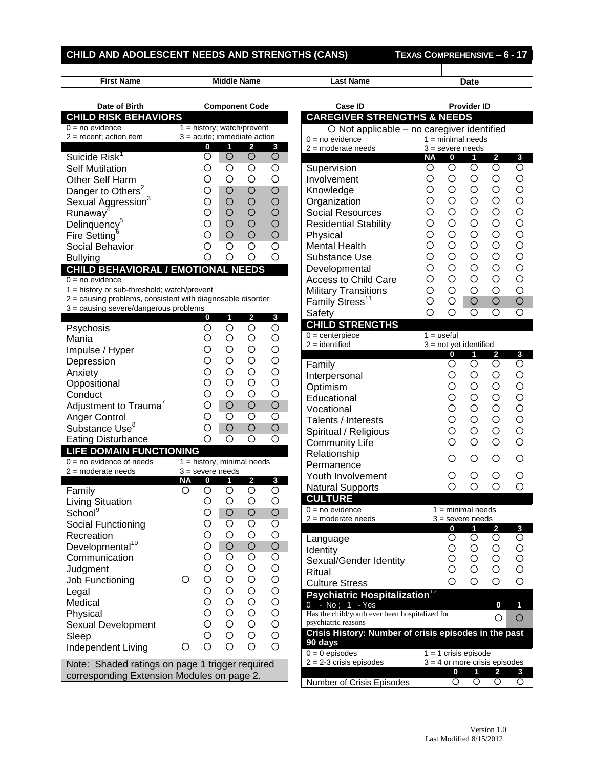# CHILD AND ADOLESCENT NEEDS AND STRENGTHS (CANS) — TEXAS COMPREHENSIVE – 6 - 17

| First Name | Middle Name | Last Name | Date |
|---|---|---|---|
| | | | |

| Date of Birth | Component Code | Case ID | Provider ID |
|---|---|---|---|
| | | | |

## CHILD RISK BEHAVIORS

0 = no evidence; 1 = history; watch/prevent; 2 = recent; action item; 3 = acute; immediate action

| Item | 0 | 1 | 2 | 3 |
|---|---|---|---|---|
| Suicide Risk[1] | ○ | ○ | ○ | ○ |
| Self Mutilation | ○ | ○ | ○ | ○ |
| Other Self Harm | ○ | ○ | ○ | ○ |
| Danger to Others[2] | ○ | ○ | ○ | ○ |
| Sexual Aggression[3] | ○ | ○ | ○ | ○ |
| Runaway[4] | ○ | ○ | ○ | ○ |
| Delinquency[5] | ○ | ○ | ○ | ○ |
| Fire Setting[6] | ○ | ○ | ○ | ○ |
| Social Behavior | ○ | ○ | ○ | ○ |
| Bullying | ○ | ○ | ○ | ○ |

## CHILD BEHAVIORAL / EMOTIONAL NEEDS

0 = no evidence
1 = history or sub-threshold; watch/prevent
2 = causing problems, consistent with diagnosable disorder
3 = causing severe/dangerous problems

| Item | 0 | 1 | 2 | 3 |
|---|---|---|---|---|
| Psychosis | ○ | ○ | ○ | ○ |
| Mania | ○ | ○ | ○ | ○ |
| Impulse / Hyper | ○ | ○ | ○ | ○ |
| Depression | ○ | ○ | ○ | ○ |
| Anxiety | ○ | ○ | ○ | ○ |
| Oppositional | ○ | ○ | ○ | ○ |
| Conduct | ○ | ○ | ○ | ○ |
| Adjustment to Trauma[7] | ○ | ○ | ○ | ○ |
| Anger Control | ○ | ○ | ○ | ○ |
| Substance Use[8] | ○ | ○ | ○ | ○ |
| Eating Disturbance | ○ | ○ | ○ | ○ |

## LIFE DOMAIN FUNCTIONING

0 = no evidence of needs; 1 = history, minimal needs; 2 = moderate needs; 3 = severe needs

| Item | NA | 0 | 1 | 2 | 3 |
|---|---|---|---|---|---|
| Family | ○ | ○ | ○ | ○ | ○ |
| Living Situation | | ○ | ○ | ○ | ○ |
| School[9] | | ○ | ○ | ○ | ○ |
| Social Functioning | | ○ | ○ | ○ | ○ |
| Recreation | | ○ | ○ | ○ | ○ |
| Developmental[10] | | ○ | ○ | ○ | ○ |
| Communication | | ○ | ○ | ○ | ○ |
| Judgment | | ○ | ○ | ○ | ○ |
| Job Functioning | ○ | ○ | ○ | ○ | ○ |
| Legal | | ○ | ○ | ○ | ○ |
| Medical | | ○ | ○ | ○ | ○ |
| Physical | | ○ | ○ | ○ | ○ |
| Sexual Development | | ○ | ○ | ○ | ○ |
| Sleep | | ○ | ○ | ○ | ○ |
| Independent Living | ○ | ○ | ○ | ○ | ○ |

Note: Shaded ratings on page 1 trigger required corresponding Extension Modules on page 2.

## CAREGIVER STRENGTHS & NEEDS

○ Not applicable – no caregiver identified

0 = no evidence; 1 = minimal needs; 2 = moderate needs; 3 = severe needs

| Item | NA | 0 | 1 | 2 | 3 |
|---|---|---|---|---|---|
| Supervision | ○ | ○ | ○ | ○ | ○ |
| Involvement | ○ | ○ | ○ | ○ | ○ |
| Knowledge | ○ | ○ | ○ | ○ | ○ |
| Organization | ○ | ○ | ○ | ○ | ○ |
| Social Resources | ○ | ○ | ○ | ○ | ○ |
| Residential Stability | ○ | ○ | ○ | ○ | ○ |
| Physical | ○ | ○ | ○ | ○ | ○ |
| Mental Health | ○ | ○ | ○ | ○ | ○ |
| Substance Use | ○ | ○ | ○ | ○ | ○ |
| Developmental | ○ | ○ | ○ | ○ | ○ |
| Access to Child Care | ○ | ○ | ○ | ○ | ○ |
| Military Transitions | ○ | ○ | ○ | ○ | ○ |
| Family Stress[11] | ○ | ○ | ○ | ○ | ○ |
| Safety | ○ | ○ | ○ | ○ | ○ |

## CHILD STRENGTHS

0 = centerpiece; 1 = useful; 2 = identified; 3 = not yet identified

| Item | 0 | 1 | 2 | 3 |
|---|---|---|---|---|
| Family | ○ | ○ | ○ | ○ |
| Interpersonal | ○ | ○ | ○ | ○ |
| Optimism | ○ | ○ | ○ | ○ |
| Educational | ○ | ○ | ○ | ○ |
| Vocational | ○ | ○ | ○ | ○ |
| Talents / Interests | ○ | ○ | ○ | ○ |
| Spiritual / Religious | ○ | ○ | ○ | ○ |
| Community Life | ○ | ○ | ○ | ○ |
| Relationship Permanence | ○ | ○ | ○ | ○ |
| Youth Involvement | ○ | ○ | ○ | ○ |
| Natural Supports | ○ | ○ | ○ | ○ |

## CULTURE

0 = no evidence; 1 = minimal needs; 2 = moderate needs; 3 = severe needs

| Item | 0 | 1 | 2 | 3 |
|---|---|---|---|---|
| Language | ○ | ○ | ○ | ○ |
| Identity | ○ | ○ | ○ | ○ |
| Sexual/Gender Identity | ○ | ○ | ○ | ○ |
| Ritual | ○ | ○ | ○ | ○ |
| Culture Stress | ○ | ○ | ○ | ○ |

## Psychiatric Hospitalization[12]

0 - No ; 1 - Yes

| Item | 0 | 1 |
|---|---|---|
| Has the child/youth ever been hospitalized for psychiatric reasons | ○ | ○ |

## Crisis History: Number of crisis episodes in the past 90 days

0 = 0 episodes; 1 = 1 crisis episode; 2 = 2-3 crisis episodes; 3 = 4 or more crisis episodes

| Item | 0 | 1 | 2 | 3 |
|---|---|---|---|---|
| Number of Crisis Episodes | ○ | ○ | ○ | ○ |

Version 1.0
Last Modified 8/15/2012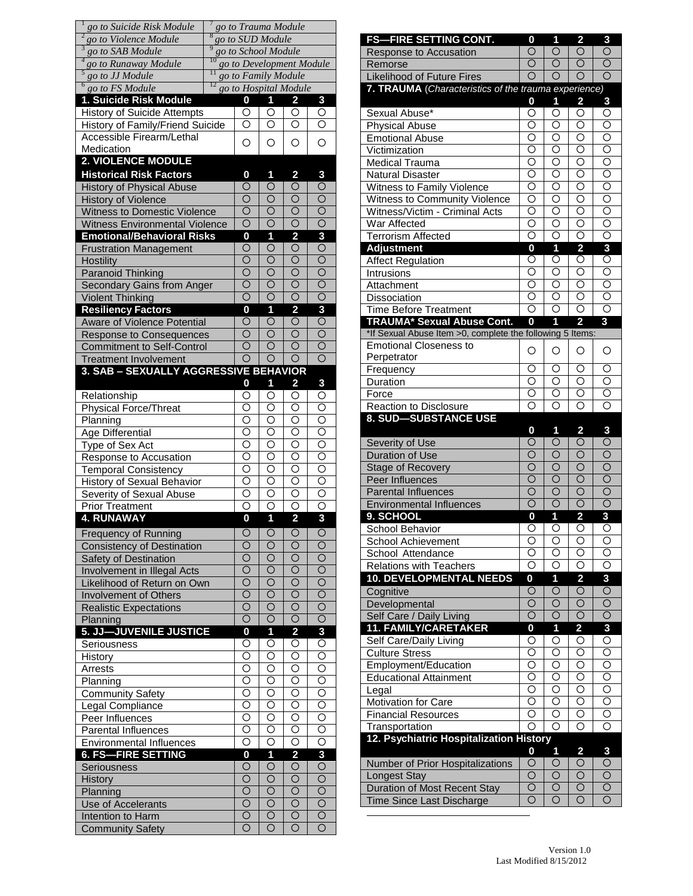| | |
|---|---|
| [1] *go to Suicide Risk Module* | [7] *go to Trauma Module* |
| [2] *go to Violence Module* | [8] *go to SUD Module* |
| [3] *go to SAB Module* | [9] *go to School Module* |
| [4] *go to Runaway Module* | [10] *go to Development Module* |
| [5] *go to JJ Module* | [11] *go to Family Module* |
| [6] *go to FS Module* | [12] *go to Hospital Module* |

| **1. Suicide Risk Module** | **0** | **1** | **2** | **3** |
|---|---|---|---|---|
| History of Suicide Attempts | ○ | ○ | ○ | ○ |
| History of Family/Friend Suicide | ○ | ○ | ○ | ○ |
| Accessible Firearm/Lethal Medication | ○ | ○ | ○ | ○ |
| **2. VIOLENCE MODULE** | | | | |
| **Historical Risk Factors** | **0** | **1** | **2** | **3** |
| History of Physical Abuse | ○ | ○ | ○ | ○ |
| History of Violence | ○ | ○ | ○ | ○ |
| Witness to Domestic Violence | ○ | ○ | ○ | ○ |
| Witness Environmental Violence | ○ | ○ | ○ | ○ |
| **Emotional/Behavioral Risks** | **0** | **1** | **2** | **3** |
| Frustration Management | ○ | ○ | ○ | ○ |
| Hostility | ○ | ○ | ○ | ○ |
| Paranoid Thinking | ○ | ○ | ○ | ○ |
| Secondary Gains from Anger | ○ | ○ | ○ | ○ |
| Violent Thinking | ○ | ○ | ○ | ○ |
| **Resiliency Factors** | **0** | **1** | **2** | **3** |
| Aware of Violence Potential | ○ | ○ | ○ | ○ |
| Response to Consequences | ○ | ○ | ○ | ○ |
| Commitment to Self-Control | ○ | ○ | ○ | ○ |
| Treatment Involvement | ○ | ○ | ○ | ○ |
| **3. SAB – SEXUALLY AGGRESSIVE BEHAVIOR** | **0** | **1** | **2** | **3** |
| Relationship | ○ | ○ | ○ | ○ |
| Physical Force/Threat | ○ | ○ | ○ | ○ |
| Planning | ○ | ○ | ○ | ○ |
| Age Differential | ○ | ○ | ○ | ○ |
| Type of Sex Act | ○ | ○ | ○ | ○ |
| Response to Accusation | ○ | ○ | ○ | ○ |
| Temporal Consistency | ○ | ○ | ○ | ○ |
| History of Sexual Behavior | ○ | ○ | ○ | ○ |
| Severity of Sexual Abuse | ○ | ○ | ○ | ○ |
| Prior Treatment | ○ | ○ | ○ | ○ |
| **4. RUNAWAY** | **0** | **1** | **2** | **3** |
| Frequency of Running | ○ | ○ | ○ | ○ |
| Consistency of Destination | ○ | ○ | ○ | ○ |
| Safety of Destination | ○ | ○ | ○ | ○ |
| Involvement in Illegal Acts | ○ | ○ | ○ | ○ |
| Likelihood of Return on Own | ○ | ○ | ○ | ○ |
| Involvement of Others | ○ | ○ | ○ | ○ |
| Realistic Expectations | ○ | ○ | ○ | ○ |
| Planning | ○ | ○ | ○ | ○ |
| **5. JJ—JUVENILE JUSTICE** | **0** | **1** | **2** | **3** |
| Seriousness | ○ | ○ | ○ | ○ |
| History | ○ | ○ | ○ | ○ |
| Arrests | ○ | ○ | ○ | ○ |
| Planning | ○ | ○ | ○ | ○ |
| Community Safety | ○ | ○ | ○ | ○ |
| Legal Compliance | ○ | ○ | ○ | ○ |
| Peer Influences | ○ | ○ | ○ | ○ |
| Parental Influences | ○ | ○ | ○ | ○ |
| Environmental Influences | ○ | ○ | ○ | ○ |
| **6. FS—FIRE SETTING** | **0** | **1** | **2** | **3** |
| Seriousness | ○ | ○ | ○ | ○ |
| History | ○ | ○ | ○ | ○ |
| Planning | ○ | ○ | ○ | ○ |
| Use of Accelerants | ○ | ○ | ○ | ○ |
| Intention to Harm | ○ | ○ | ○ | ○ |
| Community Safety | ○ | ○ | ○ | ○ |

| **FS—FIRE SETTING CONT.** | **0** | **1** | **2** | **3** |
|---|---|---|---|---|
| Response to Accusation | ○ | ○ | ○ | ○ |
| Remorse | ○ | ○ | ○ | ○ |
| Likelihood of Future Fires | ○ | ○ | ○ | ○ |
| **7. TRAUMA** (*Characteristics of the trauma experience*) | **0** | **1** | **2** | **3** |
| Sexual Abuse* | ○ | ○ | ○ | ○ |
| Physical Abuse | ○ | ○ | ○ | ○ |
| Emotional Abuse | ○ | ○ | ○ | ○ |
| Victimization | ○ | ○ | ○ | ○ |
| Medical Trauma | ○ | ○ | ○ | ○ |
| Natural Disaster | ○ | ○ | ○ | ○ |
| Witness to Family Violence | ○ | ○ | ○ | ○ |
| Witness to Community Violence | ○ | ○ | ○ | ○ |
| Witness/Victim - Criminal Acts | ○ | ○ | ○ | ○ |
| War Affected | ○ | ○ | ○ | ○ |
| Terrorism Affected | ○ | ○ | ○ | ○ |
| **Adjustment** | **0** | **1** | **2** | **3** |
| Affect Regulation | ○ | ○ | ○ | ○ |
| Intrusions | ○ | ○ | ○ | ○ |
| Attachment | ○ | ○ | ○ | ○ |
| Dissociation | ○ | ○ | ○ | ○ |
| Time Before Treatment | ○ | ○ | ○ | ○ |
| **TRAUMA* Sexual Abuse Cont.** | **0** | **1** | **2** | **3** |
| *If Sexual Abuse Item >0, complete the following 5 Items: | | | | |
| Emotional Closeness to Perpetrator | ○ | ○ | ○ | ○ |
| Frequency | ○ | ○ | ○ | ○ |
| Duration | ○ | ○ | ○ | ○ |
| Force | ○ | ○ | ○ | ○ |
| Reaction to Disclosure | ○ | ○ | ○ | ○ |
| **8. SUD—SUBSTANCE USE** | **0** | **1** | **2** | **3** |
| Severity of Use | ○ | ○ | ○ | ○ |
| Duration of Use | ○ | ○ | ○ | ○ |
| Stage of Recovery | ○ | ○ | ○ | ○ |
| Peer Influences | ○ | ○ | ○ | ○ |
| Parental Influences | ○ | ○ | ○ | ○ |
| Environmental Influences | ○ | ○ | ○ | ○ |
| **9. SCHOOL** | **0** | **1** | **2** | **3** |
| School Behavior | ○ | ○ | ○ | ○ |
| School Achievement | ○ | ○ | ○ | ○ |
| School Attendance | ○ | ○ | ○ | ○ |
| Relations with Teachers | ○ | ○ | ○ | ○ |
| **10. DEVELOPMENTAL NEEDS** | **0** | **1** | **2** | **3** |
| Cognitive | ○ | ○ | ○ | ○ |
| Developmental | ○ | ○ | ○ | ○ |
| Self Care / Daily Living | ○ | ○ | ○ | ○ |
| **11. FAMILY/CARETAKER** | **0** | **1** | **2** | **3** |
| Self Care/Daily Living | ○ | ○ | ○ | ○ |
| Culture Stress | ○ | ○ | ○ | ○ |
| Employment/Education | ○ | ○ | ○ | ○ |
| Educational Attainment | ○ | ○ | ○ | ○ |
| Legal | ○ | ○ | ○ | ○ |
| Motivation for Care | ○ | ○ | ○ | ○ |
| Financial Resources | ○ | ○ | ○ | ○ |
| Transportation | ○ | ○ | ○ | ○ |
| **12. Psychiatric Hospitalization History** | **0** | **1** | **2** | **3** |
| Number of Prior Hospitalizations | ○ | ○ | ○ | ○ |
| Longest Stay | ○ | ○ | ○ | ○ |
| Duration of Most Recent Stay | ○ | ○ | ○ | ○ |
| Time Since Last Discharge | ○ | ○ | ○ | ○ |

Version 1.0
Last Modified 8/15/2012